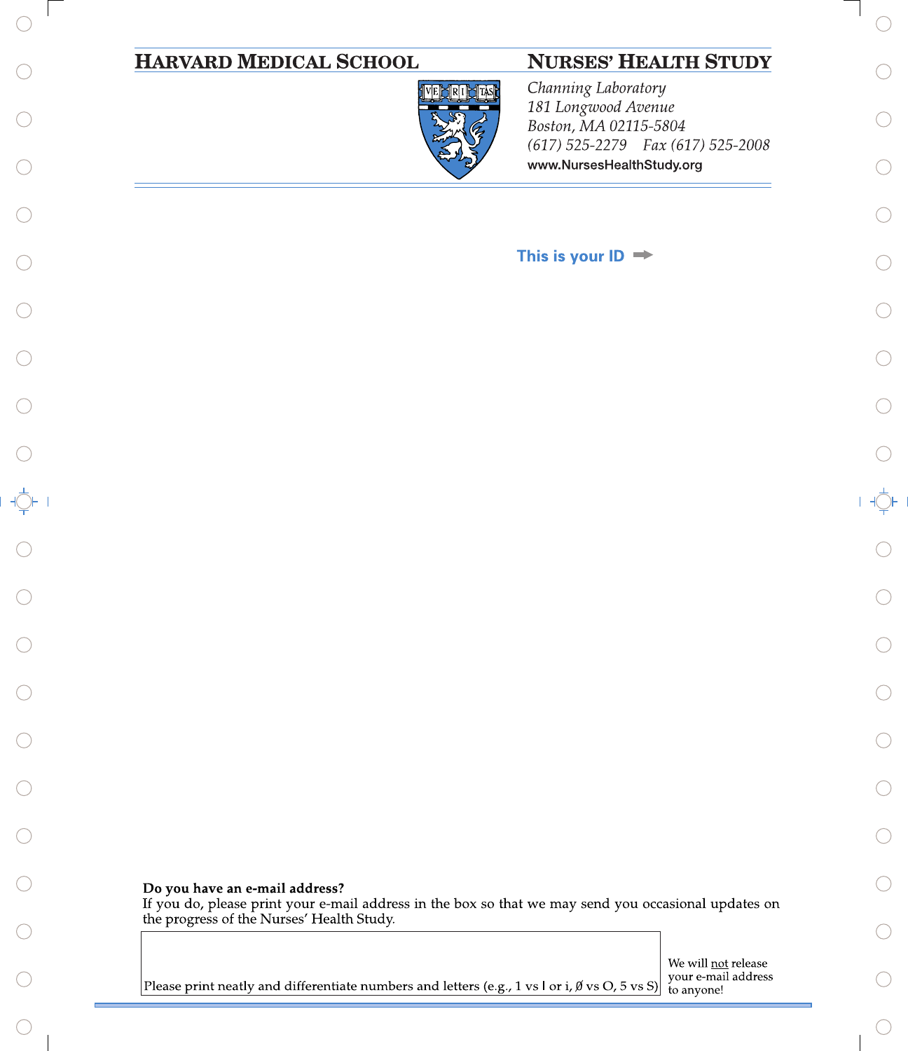**HARVARD MEDICAL SCHOOL** **NURSES' HEALTH STUDY**

*Channing Laboratory*
*181 Longwood Avenue*
*Boston, MA 02115-5804*
*(617) 525-2279 Fax (617) 525-2008*
www.NursesHealthStudy.org

**This is your ID** ➡

**Do you have an e-mail address?**
If you do, please print your e-mail address in the box so that we may send you occasional updates on the progress of the Nurses' Health Study.

Please print neatly and differentiate numbers and letters (e.g., 1 vs l or i, Ø vs O, 5 vs S)

We will not release your e-mail address to anyone!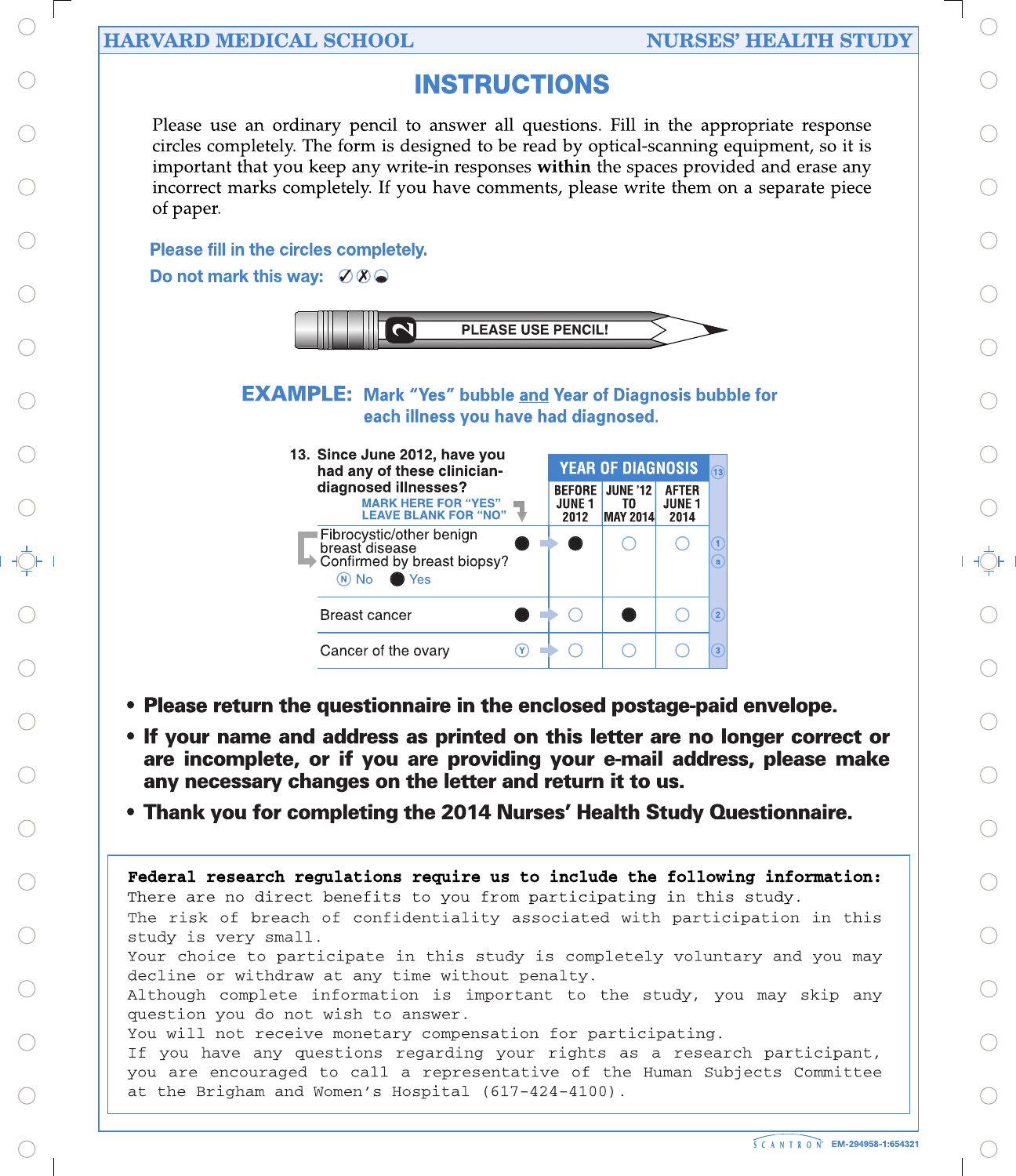# INSTRUCTIONS

Please use an ordinary pencil to answer all questions. Fill in the appropriate response circles completely. The form is designed to be read by optical-scanning equipment, so it is important that you keep any write-in responses **within** the spaces provided and erase any incorrect marks completely. If you have comments, please write them on a separate piece of paper.

**Please fill in the circles completely.**

**Do not mark this way:** ✓ ✗ ◒

**PLEASE USE PENCIL!**

**EXAMPLE: Mark "Yes" bubble and Year of Diagnosis bubble for each illness you have had diagnosed.**

**13. Since June 2012, have you had any of these clinician-diagnosed illnesses?**

MARK HERE FOR "YES" / LEAVE BLANK FOR "NO"

| Illness | Yes | BEFORE JUNE 1 2012 | JUNE '12 TO MAY 2014 | AFTER JUNE 1 2014 |
|---|---|---|---|---|
| Fibrocystic/other benign breast disease | ● | ● | ○ | ○ |
| Confirmed by breast biopsy? Ⓝ No ● Yes | | | | |
| Breast cancer | ● | ○ | ● | ○ |
| Cancer of the ovary | Ⓨ | ○ | ○ | ○ |

- **Please return the questionnaire in the enclosed postage-paid envelope.**
- **If your name and address as printed on this letter are no longer correct or are incomplete, or if you are providing your e-mail address, please make any necessary changes on the letter and return it to us.**
- **Thank you for completing the 2014 Nurses' Health Study Questionnaire.**

**Federal research regulations require us to include the following information:**
There are no direct benefits to you from participating in this study.
The risk of breach of confidentiality associated with participation in this study is very small.
Your choice to participate in this study is completely voluntary and you may decline or withdraw at any time without penalty.
Although complete information is important to the study, you may skip any question you do not wish to answer.
You will not receive monetary compensation for participating.
If you have any questions regarding your rights as a research participant, you are encouraged to call a representative of the Human Subjects Committee at the Brigham and Women's Hospital (617-424-4100).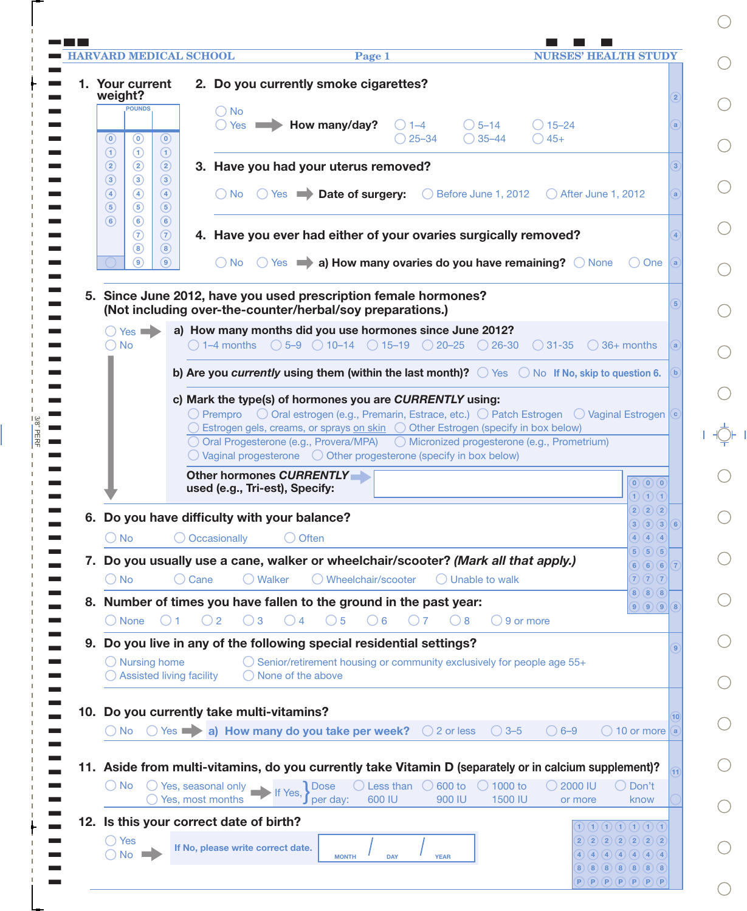HARVARD MEDICAL SCHOOL — Page 1 — NURSES' HEALTH STUDY

**1. Your current weight?**

POUNDS

| | | |
|---|---|---|
| 0 | 0 | 0 |
| 1 | 1 | 1 |
| 2 | 2 | 2 |
| 3 | 3 | 3 |
| 4 | 4 | 4 |
| 5 | 5 | 5 |
| 6 | 6 | 6 |
| | 7 | 7 |
| | 8 | 8 |
| | 9 | 9 |

**2. Do you currently smoke cigarettes?**

- ○ No
- ○ Yes → **How many/day?** ○ 1–4 ○ 5–14 ○ 15–24 ○ 25–34 ○ 35–44 ○ 45+

**3. Have you had your uterus removed?**

○ No ○ Yes → **Date of surgery:** ○ Before June 1, 2012 ○ After June 1, 2012

**4. Have you ever had either of your ovaries surgically removed?**

○ No ○ Yes → **a) How many ovaries do you have remaining?** ○ None ○ One

**5. Since June 2012, have you used prescription female hormones? (Not including over-the-counter/herbal/soy preparations.)**

- ○ Yes →
- ○ No

**a) How many months did you use hormones since June 2012?**
○ 1–4 months ○ 5–9 ○ 10–14 ○ 15–19 ○ 20–25 ○ 26–30 ○ 31–35 ○ 36+ months

**b) Are you *currently* using them (within the last month)?** ○ Yes ○ No **If No, skip to question 6.**

**c) Mark the type(s) of hormones you are *CURRENTLY* using:**

- ○ Prempro
- ○ Oral estrogen (e.g., Premarin, Estrace, etc.)
- ○ Patch Estrogen
- ○ Vaginal Estrogen
- ○ Estrogen gels, creams, or sprays on skin
- ○ Other Estrogen (specify in box below)
- ○ Oral Progesterone (e.g., Provera/MPA)
- ○ Micronized progesterone (e.g., Prometrium)
- ○ Vaginal progesterone
- ○ Other progesterone (specify in box below)

**Other hormones *CURRENTLY* used (e.g., Tri-est), Specify:** ______________________

**6. Do you have difficulty with your balance?**

○ No ○ Occasionally ○ Often

**7. Do you usually use a cane, walker or wheelchair/scooter? *(Mark all that apply.)***

○ No ○ Cane ○ Walker ○ Wheelchair/scooter ○ Unable to walk

**8. Number of times you have fallen to the ground in the past year:**

○ None ○ 1 ○ 2 ○ 3 ○ 4 ○ 5 ○ 6 ○ 7 ○ 8 ○ 9 or more

**9. Do you live in any of the following special residential settings?**

- ○ Nursing home
- ○ Assisted living facility
- ○ Senior/retirement housing or community exclusively for people age 55+
- ○ None of the above

**10. Do you currently take multi-vitamins?**

○ No ○ Yes → **a) How many do you take per week?** ○ 2 or less ○ 3–5 ○ 6–9 ○ 10 or more

**11. Aside from multi-vitamins, do you currently take Vitamin D** (separately or in calcium supplement)?

- ○ No
- ○ Yes, seasonal only
- ○ Yes, most months

→ If Yes, Dose per day: ○ Less than 600 IU ○ 600 to 900 IU ○ 1000 to 1500 IU ○ 2000 IU or more ○ Don't know

**12. Is this your correct date of birth?**

- ○ Yes
- ○ No → **If No, please write correct date.** MONTH / DAY / YEAR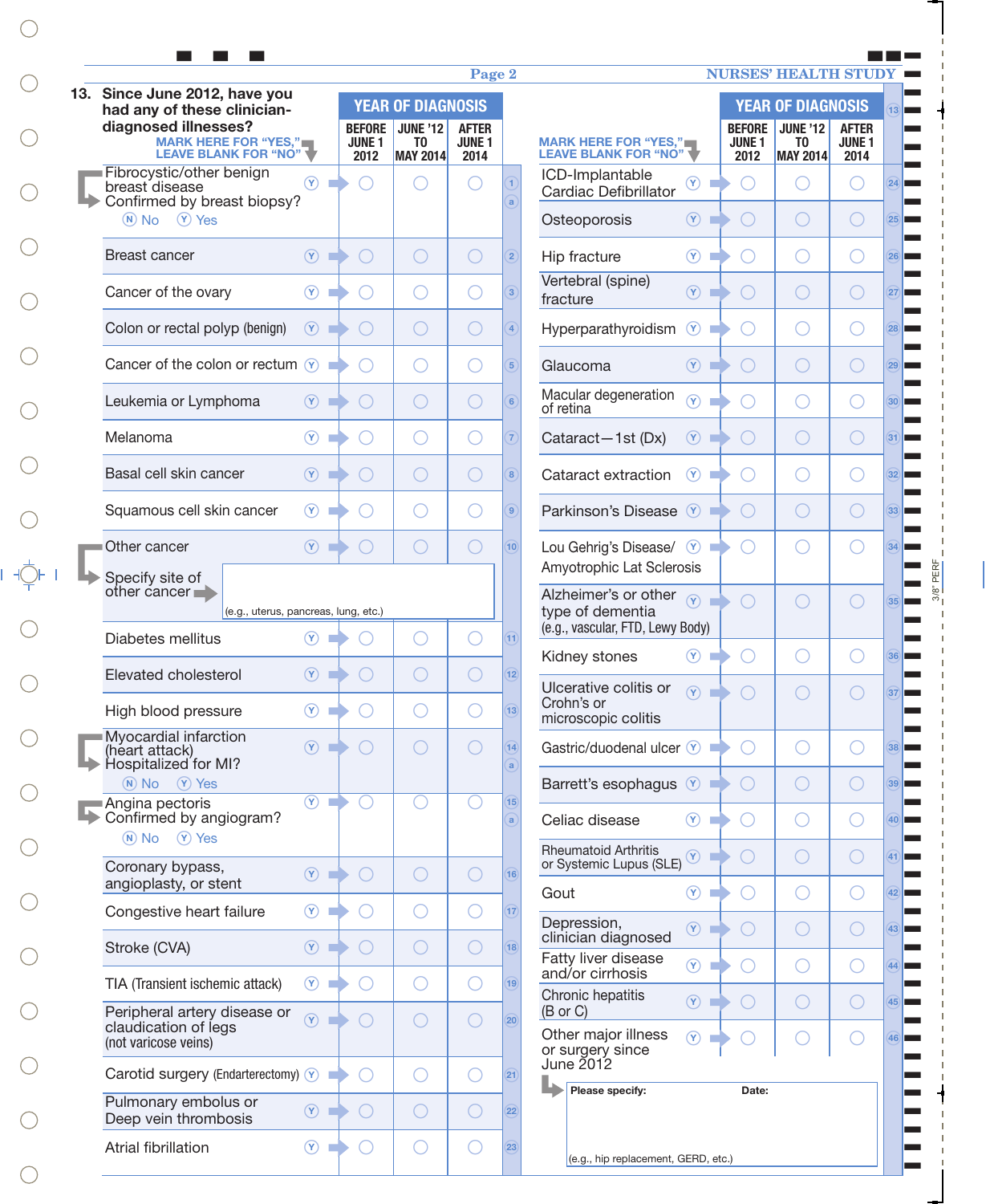## 13. Since June 2012, have you had any of these clinician-diagnosed illnesses?

MARK HERE FOR "YES," LEAVE BLANK FOR "NO"

| # | Illness | Mark | YEAR OF DIAGNOSIS: BEFORE JUNE 1 2012 | JUNE '12 TO MAY 2014 | AFTER JUNE 1 2014 |
|---|---|---|---|---|---|
| 1 | Fibrocystic/other benign breast disease | Y | ○ | ○ | ○ |
| 1a | Confirmed by breast biopsy? N No  Y Yes | | | | |
| 2 | Breast cancer | Y | ○ | ○ | ○ |
| 3 | Cancer of the ovary | Y | ○ | ○ | ○ |
| 4 | Colon or rectal polyp (benign) | Y | ○ | ○ | ○ |
| 5 | Cancer of the colon or rectum | Y | ○ | ○ | ○ |
| 6 | Leukemia or Lymphoma | Y | ○ | ○ | ○ |
| 7 | Melanoma | Y | ○ | ○ | ○ |
| 8 | Basal cell skin cancer | Y | ○ | ○ | ○ |
| 9 | Squamous cell skin cancer | Y | ○ | ○ | ○ |
| 10 | Other cancer | Y | ○ | ○ | ○ |
| | Specify site of other cancer: ________ (e.g., uterus, pancreas, lung, etc.) | | | | |
| 11 | Diabetes mellitus | Y | ○ | ○ | ○ |
| 12 | Elevated cholesterol | Y | ○ | ○ | ○ |
| 13 | High blood pressure | Y | ○ | ○ | ○ |
| 14 | Myocardial infarction (heart attack) | Y | ○ | ○ | ○ |
| 14a | Hospitalized for MI? N No  Y Yes | | | | |
| 15 | Angina pectoris | Y | ○ | ○ | ○ |
| 15a | Confirmed by angiogram? N No  Y Yes | | | | |
| 16 | Coronary bypass, angioplasty, or stent | Y | ○ | ○ | ○ |
| 17 | Congestive heart failure | Y | ○ | ○ | ○ |
| 18 | Stroke (CVA) | Y | ○ | ○ | ○ |
| 19 | TIA (Transient ischemic attack) | Y | ○ | ○ | ○ |
| 20 | Peripheral artery disease or claudication of legs (not varicose veins) | Y | ○ | ○ | ○ |
| 21 | Carotid surgery (Endarterectomy) | Y | ○ | ○ | ○ |
| 22 | Pulmonary embolus or Deep vein thrombosis | Y | ○ | ○ | ○ |
| 23 | Atrial fibrillation | Y | ○ | ○ | ○ |

MARK HERE FOR "YES," LEAVE BLANK FOR "NO"

| # | Illness | Mark | YEAR OF DIAGNOSIS: BEFORE JUNE 1 2012 | JUNE '12 TO MAY 2014 | AFTER JUNE 1 2014 |
|---|---|---|---|---|---|
| 24 | ICD-Implantable Cardiac Defibrillator | Y | ○ | ○ | ○ |
| 25 | Osteoporosis | Y | ○ | ○ | ○ |
| 26 | Hip fracture | Y | ○ | ○ | ○ |
| 27 | Vertebral (spine) fracture | Y | ○ | ○ | ○ |
| 28 | Hyperparathyroidism | Y | ○ | ○ | ○ |
| 29 | Glaucoma | Y | ○ | ○ | ○ |
| 30 | Macular degeneration of retina | Y | ○ | ○ | ○ |
| 31 | Cataract—1st (Dx) | Y | ○ | ○ | ○ |
| 32 | Cataract extraction | Y | ○ | ○ | ○ |
| 33 | Parkinson's Disease | Y | ○ | ○ | ○ |
| 34 | Lou Gehrig's Disease/ Amyotrophic Lat Sclerosis | Y | ○ | ○ | ○ |
| 35 | Alzheimer's or other type of dementia (e.g., vascular, FTD, Lewy Body) | Y | ○ | ○ | ○ |
| 36 | Kidney stones | Y | ○ | ○ | ○ |
| 37 | Ulcerative colitis or Crohn's or microscopic colitis | Y | ○ | ○ | ○ |
| 38 | Gastric/duodenal ulcer | Y | ○ | ○ | ○ |
| 39 | Barrett's esophagus | Y | ○ | ○ | ○ |
| 40 | Celiac disease | Y | ○ | ○ | ○ |
| 41 | Rheumatoid Arthritis or Systemic Lupus (SLE) | Y | ○ | ○ | ○ |
| 42 | Gout | Y | ○ | ○ | ○ |
| 43 | Depression, clinician diagnosed | Y | ○ | ○ | ○ |
| 44 | Fatty liver disease and/or cirrhosis | Y | ○ | ○ | ○ |
| 45 | Chronic hepatitis (B or C) | Y | ○ | ○ | ○ |
| 46 | Other major illness or surgery since June 2012 | Y | ○ | ○ | ○ |

Please specify: ________ Date: ________

(e.g., hip replacement, GERD, etc.)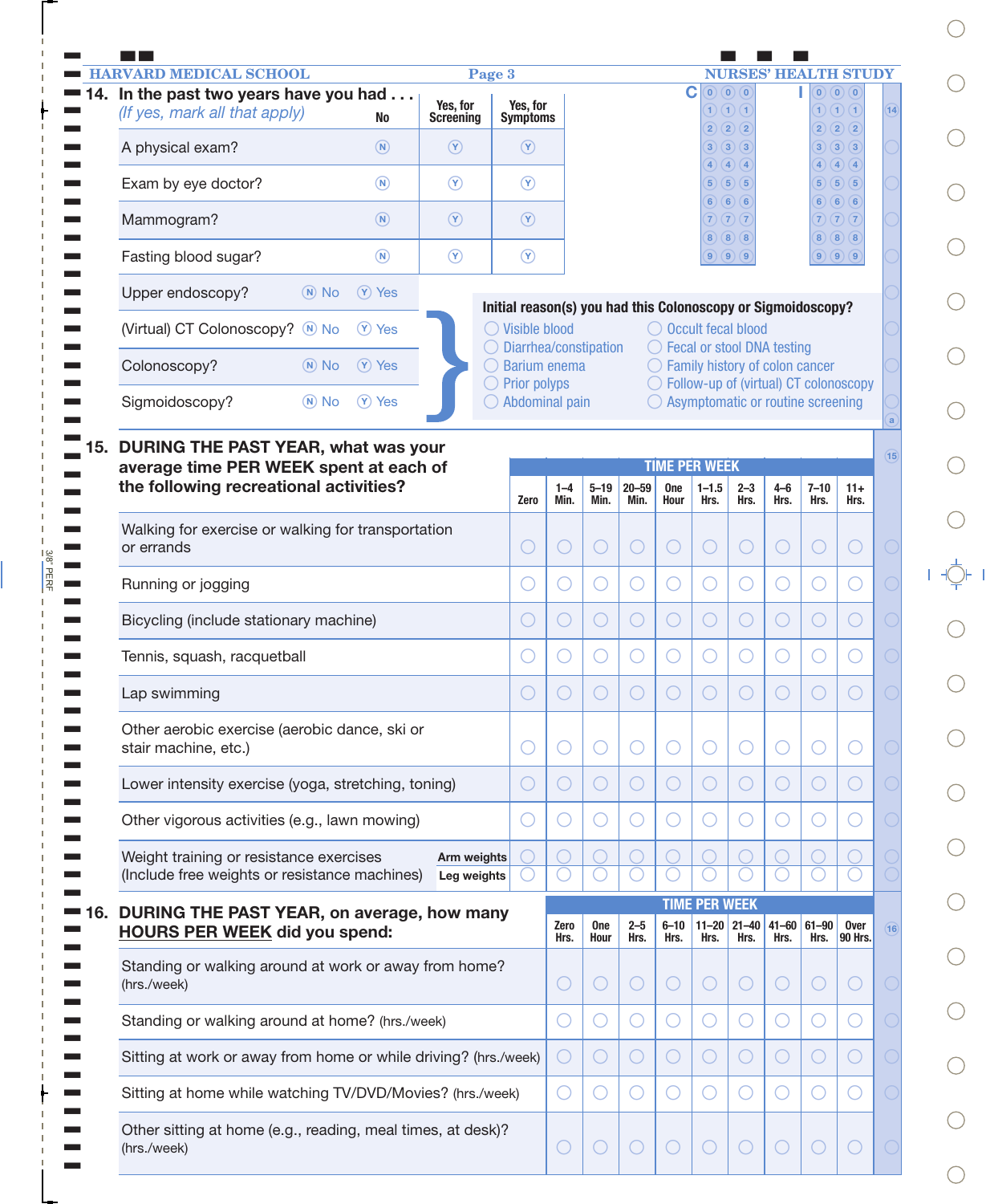## 14. In the past two years have you had . . .

*(If yes, mark all that apply)*

| | No | Yes, for Screening | Yes, for Symptoms |
|---|---|---|---|
| A physical exam? | N | Y | Y |
| Exam by eye doctor? | N | Y | Y |
| Mammogram? | N | Y | Y |
| Fasting blood sugar? | N | Y | Y |

| | | |
|---|---|---|
| Upper endoscopy? | N No | Y Yes |
| (Virtual) CT Colonoscopy? | N No | Y Yes |
| Colonoscopy? | N No | Y Yes |
| Sigmoidoscopy? | N No | Y Yes |

**Initial reason(s) you had this Colonoscopy or Sigmoidoscopy?**

- Visible blood
- Diarrhea/constipation
- Barium enema
- Prior polyps
- Abdominal pain
- Occult fecal blood
- Fecal or stool DNA testing
- Family history of colon cancer
- Follow-up of (virtual) CT colonoscopy
- Asymptomatic or routine screening

C: 0–9 | 0–9 | 0–9

I: 0–9 | 0–9 | 0–9

## 15. DURING THE PAST YEAR, what was your average time PER WEEK spent at each of the following recreational activities?

| | TIME PER WEEK | | | | | | | | | |
|---|---|---|---|---|---|---|---|---|---|---|
| | Zero | 1–4 Min. | 5–19 Min. | 20–59 Min. | One Hour | 1–1.5 Hrs. | 2–3 Hrs. | 4–6 Hrs. | 7–10 Hrs. | 11+ Hrs. |
| Walking for exercise or walking for transportation or errands | ○ | ○ | ○ | ○ | ○ | ○ | ○ | ○ | ○ | ○ |
| Running or jogging | ○ | ○ | ○ | ○ | ○ | ○ | ○ | ○ | ○ | ○ |
| Bicycling (include stationary machine) | ○ | ○ | ○ | ○ | ○ | ○ | ○ | ○ | ○ | ○ |
| Tennis, squash, racquetball | ○ | ○ | ○ | ○ | ○ | ○ | ○ | ○ | ○ | ○ |
| Lap swimming | ○ | ○ | ○ | ○ | ○ | ○ | ○ | ○ | ○ | ○ |
| Other aerobic exercise (aerobic dance, ski or stair machine, etc.) | ○ | ○ | ○ | ○ | ○ | ○ | ○ | ○ | ○ | ○ |
| Lower intensity exercise (yoga, stretching, toning) | ○ | ○ | ○ | ○ | ○ | ○ | ○ | ○ | ○ | ○ |
| Other vigorous activities (e.g., lawn mowing) | ○ | ○ | ○ | ○ | ○ | ○ | ○ | ○ | ○ | ○ |
| Weight training or resistance exercises (Include free weights or resistance machines) — Arm weights | ○ | ○ | ○ | ○ | ○ | ○ | ○ | ○ | ○ | ○ |
| Weight training or resistance exercises (Include free weights or resistance machines) — Leg weights | ○ | ○ | ○ | ○ | ○ | ○ | ○ | ○ | ○ | ○ |

## 16. DURING THE PAST YEAR, on average, how many HOURS PER WEEK did you spend:

| | TIME PER WEEK | | | | | | | | |
|---|---|---|---|---|---|---|---|---|---|
| | Zero Hrs. | One Hour | 2–5 Hrs. | 6–10 Hrs. | 11–20 Hrs. | 21–40 Hrs. | 41–60 Hrs. | 61–90 Hrs. | Over 90 Hrs. |
| Standing or walking around at work or away from home? (hrs./week) | ○ | ○ | ○ | ○ | ○ | ○ | ○ | ○ | ○ |
| Standing or walking around at home? (hrs./week) | ○ | ○ | ○ | ○ | ○ | ○ | ○ | ○ | ○ |
| Sitting at work or away from home or while driving? (hrs./week) | ○ | ○ | ○ | ○ | ○ | ○ | ○ | ○ | ○ |
| Sitting at home while watching TV/DVD/Movies? (hrs./week) | ○ | ○ | ○ | ○ | ○ | ○ | ○ | ○ | ○ |
| Other sitting at home (e.g., reading, meal times, at desk)? (hrs./week) | ○ | ○ | ○ | ○ | ○ | ○ | ○ | ○ | ○ |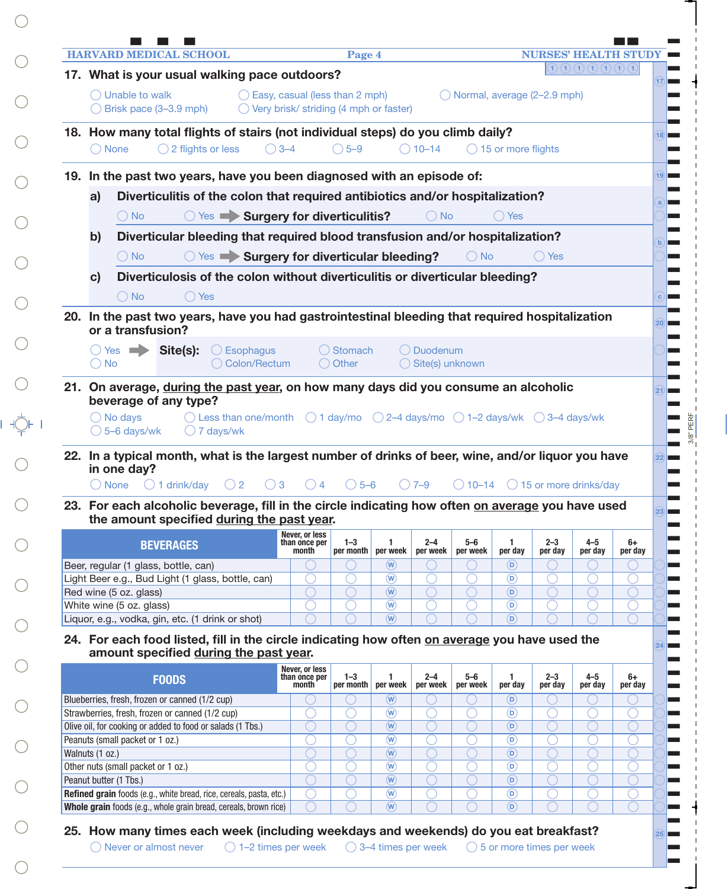17. **What is your usual walking pace outdoors?**

- ◯ Unable to walk
- ◯ Easy, casual (less than 2 mph)
- ◯ Normal, average (2–2.9 mph)
- ◯ Brisk pace (3–3.9 mph)
- ◯ Very brisk/ striding (4 mph or faster)

18. **How many total flights of stairs (not individual steps) do you climb daily?**

◯ None ◯ 2 flights or less ◯ 3–4 ◯ 5–9 ◯ 10–14 ◯ 15 or more flights

19. **In the past two years, have you been diagnosed with an episode of:**

a) **Diverticulitis of the colon that required antibiotics and/or hospitalization?**

◯ No ◯ Yes ➡ **Surgery for diverticulitis?** ◯ No ◯ Yes

b) **Diverticular bleeding that required blood transfusion and/or hospitalization?**

◯ No ◯ Yes ➡ **Surgery for diverticular bleeding?** ◯ No ◯ Yes

c) **Diverticulosis of the colon without diverticulitis or diverticular bleeding?**

◯ No ◯ Yes

20. **In the past two years, have you had gastrointestinal bleeding that required hospitalization or a transfusion?**

◯ Yes ➡ **Site(s):** ◯ Esophagus ◯ Stomach ◯ Duodenum ◯ Colon/Rectum ◯ Other ◯ Site(s) unknown

◯ No

21. **On average, <u>during the past year</u>, on how many days did you consume an alcoholic beverage of any type?**

◯ No days ◯ Less than one/month ◯ 1 day/mo ◯ 2–4 days/mo ◯ 1–2 days/wk ◯ 3–4 days/wk ◯ 5–6 days/wk ◯ 7 days/wk

22. **In a typical month, what is the largest number of drinks of beer, wine, and/or liquor you have in one day?**

◯ None ◯ 1 drink/day ◯ 2 ◯ 3 ◯ 4 ◯ 5–6 ◯ 7–9 ◯ 10–14 ◯ 15 or more drinks/day

23. **For each alcoholic beverage, fill in the circle indicating how often <u>on average</u> you have used the amount specified <u>during the past year</u>.**

| BEVERAGES | Never, or less than once per month | 1–3 per month | 1 per week | 2–4 per week | 5–6 per week | 1 per day | 2–3 per day | 4–5 per day | 6+ per day |
|---|---|---|---|---|---|---|---|---|---|
| Beer, regular (1 glass, bottle, can) | ◯ | ◯ | Ⓦ | ◯ | ◯ | Ⓓ | ◯ | ◯ | ◯ |
| Light Beer e.g., Bud Light (1 glass, bottle, can) | ◯ | ◯ | Ⓦ | ◯ | ◯ | Ⓓ | ◯ | ◯ | ◯ |
| Red wine (5 oz. glass) | ◯ | ◯ | Ⓦ | ◯ | ◯ | Ⓓ | ◯ | ◯ | ◯ |
| White wine (5 oz. glass) | ◯ | ◯ | Ⓦ | ◯ | ◯ | Ⓓ | ◯ | ◯ | ◯ |
| Liquor, e.g., vodka, gin, etc. (1 drink or shot) | ◯ | ◯ | Ⓦ | ◯ | ◯ | Ⓓ | ◯ | ◯ | ◯ |

24. **For each food listed, fill in the circle indicating how often <u>on average</u> you have used the amount specified <u>during the past year</u>.**

| FOODS | Never, or less than once per month | 1–3 per month | 1 per week | 2–4 per week | 5–6 per week | 1 per day | 2–3 per day | 4–5 per day | 6+ per day |
|---|---|---|---|---|---|---|---|---|---|
| Blueberries, fresh, frozen or canned (1/2 cup) | ◯ | ◯ | Ⓦ | ◯ | ◯ | Ⓓ | ◯ | ◯ | ◯ |
| Strawberries, fresh, frozen or canned (1/2 cup) | ◯ | ◯ | Ⓦ | ◯ | ◯ | Ⓓ | ◯ | ◯ | ◯ |
| Olive oil, for cooking or added to food or salads (1 Tbs.) | ◯ | ◯ | Ⓦ | ◯ | ◯ | Ⓓ | ◯ | ◯ | ◯ |
| Peanuts (small packet or 1 oz.) | ◯ | ◯ | Ⓦ | ◯ | ◯ | Ⓓ | ◯ | ◯ | ◯ |
| Walnuts (1 oz.) | ◯ | ◯ | Ⓦ | ◯ | ◯ | Ⓓ | ◯ | ◯ | ◯ |
| Other nuts (small packet or 1 oz.) | ◯ | ◯ | Ⓦ | ◯ | ◯ | Ⓓ | ◯ | ◯ | ◯ |
| Peanut butter (1 Tbs.) | ◯ | ◯ | Ⓦ | ◯ | ◯ | Ⓓ | ◯ | ◯ | ◯ |
| **Refined grain** foods (e.g., white bread, rice, cereals, pasta, etc.) | ◯ | ◯ | Ⓦ | ◯ | ◯ | Ⓓ | ◯ | ◯ | ◯ |
| **Whole grain** foods (e.g., whole grain bread, cereals, brown rice) | ◯ | ◯ | Ⓦ | ◯ | ◯ | Ⓓ | ◯ | ◯ | ◯ |

25. **How many times each week (including weekdays and weekends) do you eat breakfast?**

◯ Never or almost never ◯ 1–2 times per week ◯ 3–4 times per week ◯ 5 or more times per week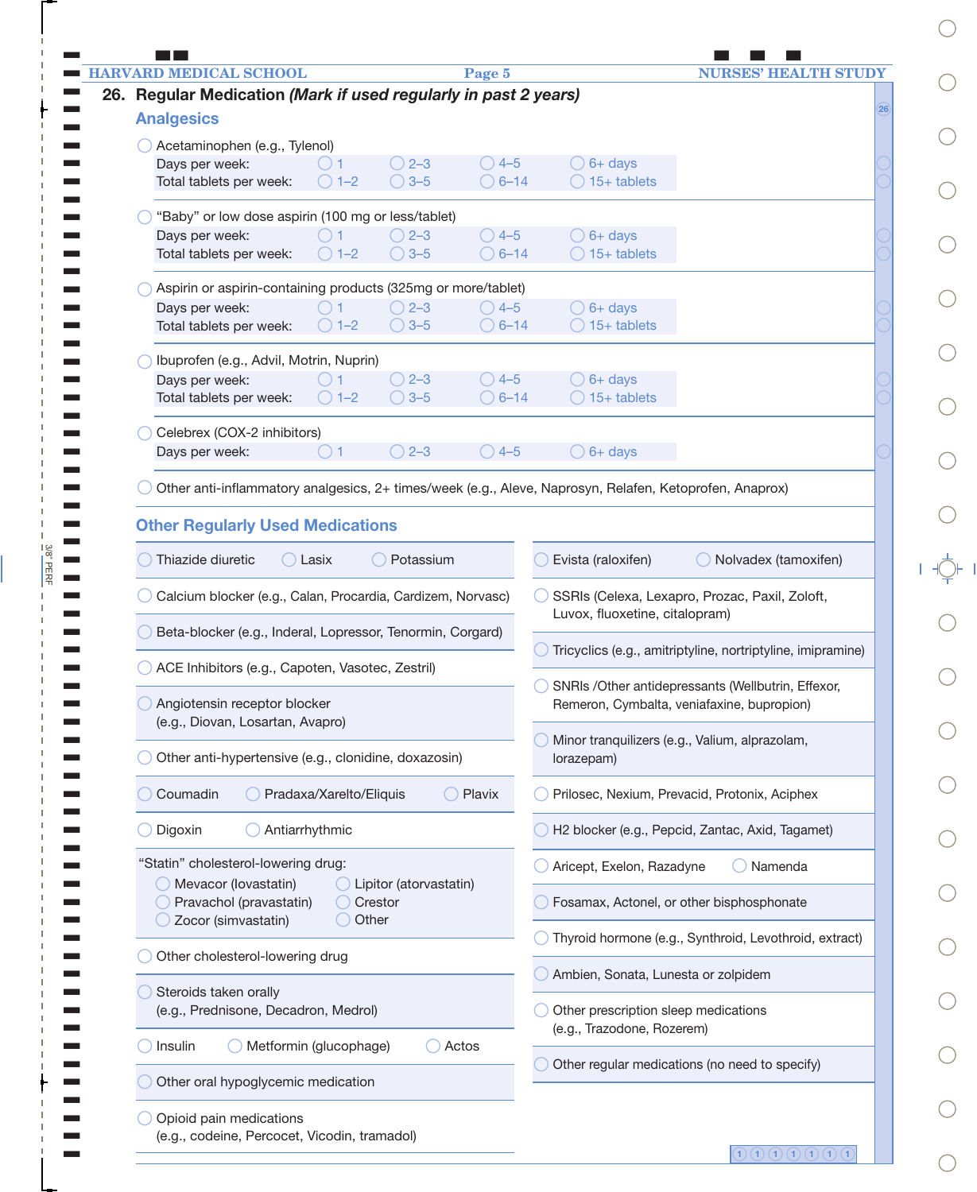## 26. Regular Medication *(Mark if used regularly in past 2 years)*

### Analgesics

○ Acetaminophen (e.g., Tylenol)

| | | | | |
|---|---|---|---|---|
| Days per week: | ○ 1 | ○ 2–3 | ○ 4–5 | ○ 6+ days |
| Total tablets per week: | ○ 1–2 | ○ 3–5 | ○ 6–14 | ○ 15+ tablets |

○ “Baby” or low dose aspirin (100 mg or less/tablet)

| | | | | |
|---|---|---|---|---|
| Days per week: | ○ 1 | ○ 2–3 | ○ 4–5 | ○ 6+ days |
| Total tablets per week: | ○ 1–2 | ○ 3–5 | ○ 6–14 | ○ 15+ tablets |

○ Aspirin or aspirin-containing products (325mg or more/tablet)

| | | | | |
|---|---|---|---|---|
| Days per week: | ○ 1 | ○ 2–3 | ○ 4–5 | ○ 6+ days |
| Total tablets per week: | ○ 1–2 | ○ 3–5 | ○ 6–14 | ○ 15+ tablets |

○ Ibuprofen (e.g., Advil, Motrin, Nuprin)

| | | | | |
|---|---|---|---|---|
| Days per week: | ○ 1 | ○ 2–3 | ○ 4–5 | ○ 6+ days |
| Total tablets per week: | ○ 1–2 | ○ 3–5 | ○ 6–14 | ○ 15+ tablets |

○ Celebrex (COX-2 inhibitors)

| | | | | |
|---|---|---|---|---|
| Days per week: | ○ 1 | ○ 2–3 | ○ 4–5 | ○ 6+ days |

○ Other anti-inflammatory analgesics, 2+ times/week (e.g., Aleve, Naprosyn, Relafen, Ketoprofen, Anaprox)

### Other Regularly Used Medications

- ○ Thiazide diuretic ○ Lasix ○ Potassium
- ○ Calcium blocker (e.g., Calan, Procardia, Cardizem, Norvasc)
- ○ Beta-blocker (e.g., Inderal, Lopressor, Tenormin, Corgard)
- ○ ACE Inhibitors (e.g., Capoten, Vasotec, Zestril)
- ○ Angiotensin receptor blocker (e.g., Diovan, Losartan, Avapro)
- ○ Other anti-hypertensive (e.g., clonidine, doxazosin)
- ○ Coumadin ○ Pradaxa/Xarelto/Eliquis ○ Plavix
- ○ Digoxin ○ Antiarrhythmic
- “Statin” cholesterol-lowering drug:
  - ○ Mevacor (lovastatin) ○ Lipitor (atorvastatin)
  - ○ Pravachol (pravastatin) ○ Crestor
  - ○ Zocor (simvastatin) ○ Other
- ○ Other cholesterol-lowering drug
- ○ Steroids taken orally (e.g., Prednisone, Decadron, Medrol)
- ○ Insulin ○ Metformin (glucophage) ○ Actos
- ○ Other oral hypoglycemic medication
- ○ Opioid pain medications (e.g., codeine, Percocet, Vicodin, tramadol)
- ○ Evista (raloxifen) ○ Nolvadex (tamoxifen)
- ○ SSRIs (Celexa, Lexapro, Prozac, Paxil, Zoloft, Luvox, fluoxetine, citalopram)
- ○ Tricyclics (e.g., amitriptyline, nortriptyline, imipramine)
- ○ SNRIs /Other antidepressants (Wellbutrin, Effexor, Remeron, Cymbalta, veniafaxine, bupropion)
- ○ Minor tranquilizers (e.g., Valium, alprazolam, lorazepam)
- ○ Prilosec, Nexium, Prevacid, Protonix, Aciphex
- ○ H2 blocker (e.g., Pepcid, Zantac, Axid, Tagamet)
- ○ Aricept, Exelon, Razadyne ○ Namenda
- ○ Fosamax, Actonel, or other bisphosphonate
- ○ Thyroid hormone (e.g., Synthroid, Levothroid, extract)
- ○ Ambien, Sonata, Lunesta or zolpidem
- ○ Other prescription sleep medications (e.g., Trazodone, Rozerem)
- ○ Other regular medications (no need to specify)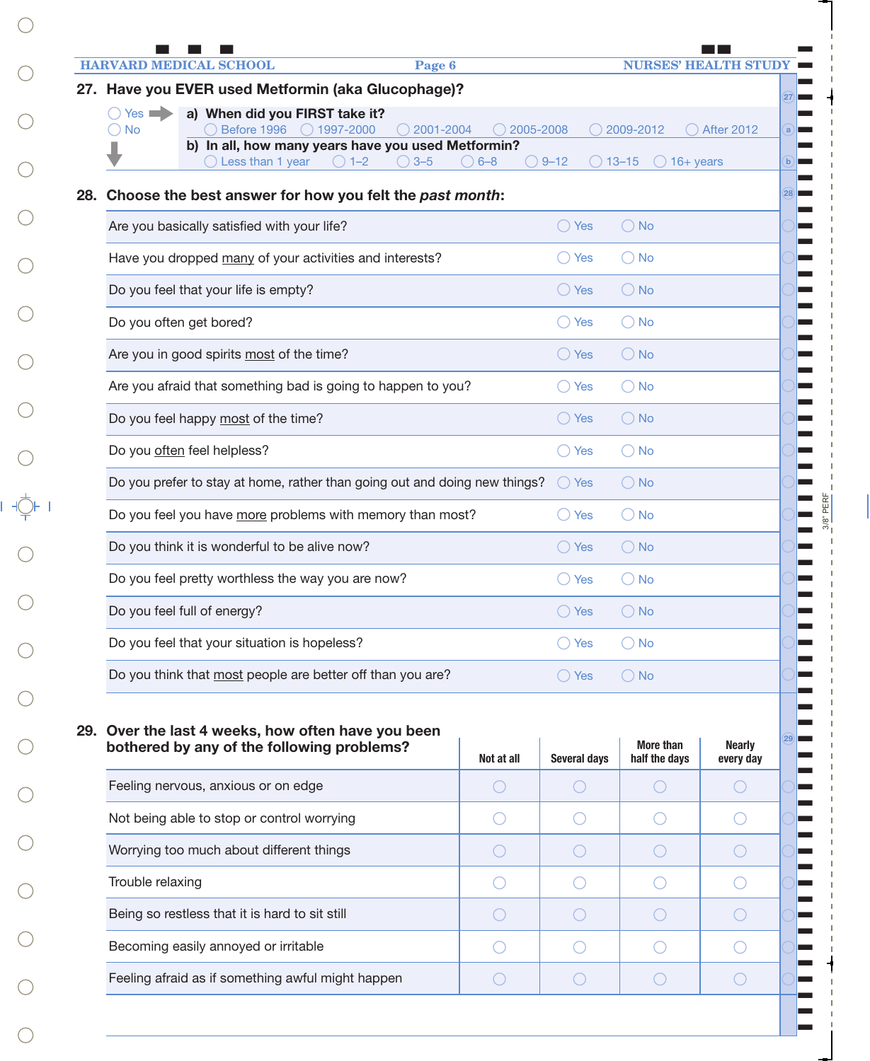## 27. Have you EVER used Metformin (aka Glucophage)?

- ◯ Yes → 
  - **a) When did you FIRST take it?**
    ◯ Before 1996 ◯ 1997-2000 ◯ 2001-2004 ◯ 2005-2008 ◯ 2009-2012 ◯ After 2012
  - **b) In all, how many years have you used Metformin?**
    ◯ Less than 1 year ◯ 1–2 ◯ 3–5 ◯ 6–8 ◯ 9–12 ◯ 13–15 ◯ 16+ years
- ◯ No

## 28. Choose the best answer for how you felt the *past month*:

| | | |
|---|---|---|
| Are you basically satisfied with your life? | ◯ Yes | ◯ No |
| Have you dropped many of your activities and interests? | ◯ Yes | ◯ No |
| Do you feel that your life is empty? | ◯ Yes | ◯ No |
| Do you often get bored? | ◯ Yes | ◯ No |
| Are you in good spirits most of the time? | ◯ Yes | ◯ No |
| Are you afraid that something bad is going to happen to you? | ◯ Yes | ◯ No |
| Do you feel happy most of the time? | ◯ Yes | ◯ No |
| Do you often feel helpless? | ◯ Yes | ◯ No |
| Do you prefer to stay at home, rather than going out and doing new things? | ◯ Yes | ◯ No |
| Do you feel you have more problems with memory than most? | ◯ Yes | ◯ No |
| Do you think it is wonderful to be alive now? | ◯ Yes | ◯ No |
| Do you feel pretty worthless the way you are now? | ◯ Yes | ◯ No |
| Do you feel full of energy? | ◯ Yes | ◯ No |
| Do you feel that your situation is hopeless? | ◯ Yes | ◯ No |
| Do you think that most people are better off than you are? | ◯ Yes | ◯ No |

## 29. Over the last 4 weeks, how often have you been bothered by any of the following problems?

| | Not at all | Several days | More than half the days | Nearly every day |
|---|---|---|---|---|
| Feeling nervous, anxious or on edge | ◯ | ◯ | ◯ | ◯ |
| Not being able to stop or control worrying | ◯ | ◯ | ◯ | ◯ |
| Worrying too much about different things | ◯ | ◯ | ◯ | ◯ |
| Trouble relaxing | ◯ | ◯ | ◯ | ◯ |
| Being so restless that it is hard to sit still | ◯ | ◯ | ◯ | ◯ |
| Becoming easily annoyed or irritable | ◯ | ◯ | ◯ | ◯ |
| Feeling afraid as if something awful might happen | ◯ | ◯ | ◯ | ◯ |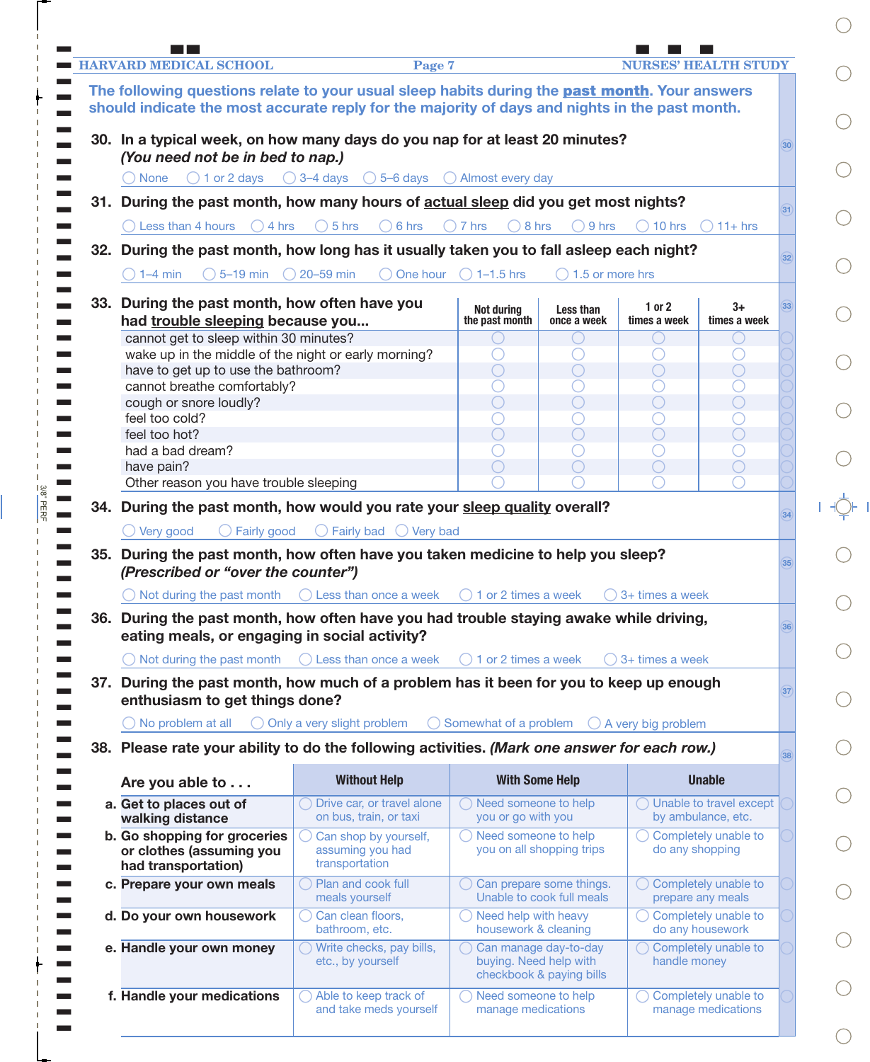**The following questions relate to your usual sleep habits during the past month. Your answers should indicate the most accurate reply for the majority of days and nights in the past month.**

**30. In a typical week, on how many days do you nap for at least 20 minutes?** ***(You need not be in bed to nap.)***

◯ None ◯ 1 or 2 days ◯ 3–4 days ◯ 5–6 days ◯ Almost every day

**31. During the past month, how many hours of actual sleep did you get most nights?**

◯ Less than 4 hours ◯ 4 hrs ◯ 5 hrs ◯ 6 hrs ◯ 7 hrs ◯ 8 hrs ◯ 9 hrs ◯ 10 hrs ◯ 11+ hrs

**32. During the past month, how long has it usually taken you to fall asleep each night?**

◯ 1–4 min ◯ 5–19 min ◯ 20–59 min ◯ One hour ◯ 1–1.5 hrs ◯ 1.5 or more hrs

**33. During the past month, how often have you had trouble sleeping because you...**

| | Not during the past month | Less than once a week | 1 or 2 times a week | 3+ times a week |
|---|---|---|---|---|
| cannot get to sleep within 30 minutes? | ◯ | ◯ | ◯ | ◯ |
| wake up in the middle of the night or early morning? | ◯ | ◯ | ◯ | ◯ |
| have to get up to use the bathroom? | ◯ | ◯ | ◯ | ◯ |
| cannot breathe comfortably? | ◯ | ◯ | ◯ | ◯ |
| cough or snore loudly? | ◯ | ◯ | ◯ | ◯ |
| feel too cold? | ◯ | ◯ | ◯ | ◯ |
| feel too hot? | ◯ | ◯ | ◯ | ◯ |
| had a bad dream? | ◯ | ◯ | ◯ | ◯ |
| have pain? | ◯ | ◯ | ◯ | ◯ |
| Other reason you have trouble sleeping | ◯ | ◯ | ◯ | ◯ |

**34. During the past month, how would you rate your sleep quality overall?**

◯ Very good ◯ Fairly good ◯ Fairly bad ◯ Very bad

**35. During the past month, how often have you taken medicine to help you sleep?** ***(Prescribed or "over the counter")***

◯ Not during the past month ◯ Less than once a week ◯ 1 or 2 times a week ◯ 3+ times a week

**36. During the past month, how often have you had trouble staying awake while driving, eating meals, or engaging in social activity?**

◯ Not during the past month ◯ Less than once a week ◯ 1 or 2 times a week ◯ 3+ times a week

**37. During the past month, how much of a problem has it been for you to keep up enough enthusiasm to get things done?**

◯ No problem at all ◯ Only a very slight problem ◯ Somewhat of a problem ◯ A very big problem

**38. Please rate your ability to do the following activities.** ***(Mark one answer for each row.)***

| Are you able to . . . | Without Help | With Some Help | Unable |
|---|---|---|---|
| a. Get to places out of walking distance | ◯ Drive car, or travel alone on bus, train, or taxi | ◯ Need someone to help you or go with you | ◯ Unable to travel except by ambulance, etc. |
| b. Go shopping for groceries or clothes (assuming you had transportation) | ◯ Can shop by yourself, assuming you had transportation | ◯ Need someone to help you on all shopping trips | ◯ Completely unable to do any shopping |
| c. Prepare your own meals | ◯ Plan and cook full meals yourself | ◯ Can prepare some things. Unable to cook full meals | ◯ Completely unable to prepare any meals |
| d. Do your own housework | ◯ Can clean floors, bathroom, etc. | ◯ Need help with heavy housework & cleaning | ◯ Completely unable to do any housework |
| e. Handle your own money | ◯ Write checks, pay bills, etc., by yourself | ◯ Can manage day-to-day buying. Need help with checkbook & paying bills | ◯ Completely unable to handle money |
| f. Handle your medications | ◯ Able to keep track of and take meds yourself | ◯ Need someone to help manage medications | ◯ Completely unable to manage medications |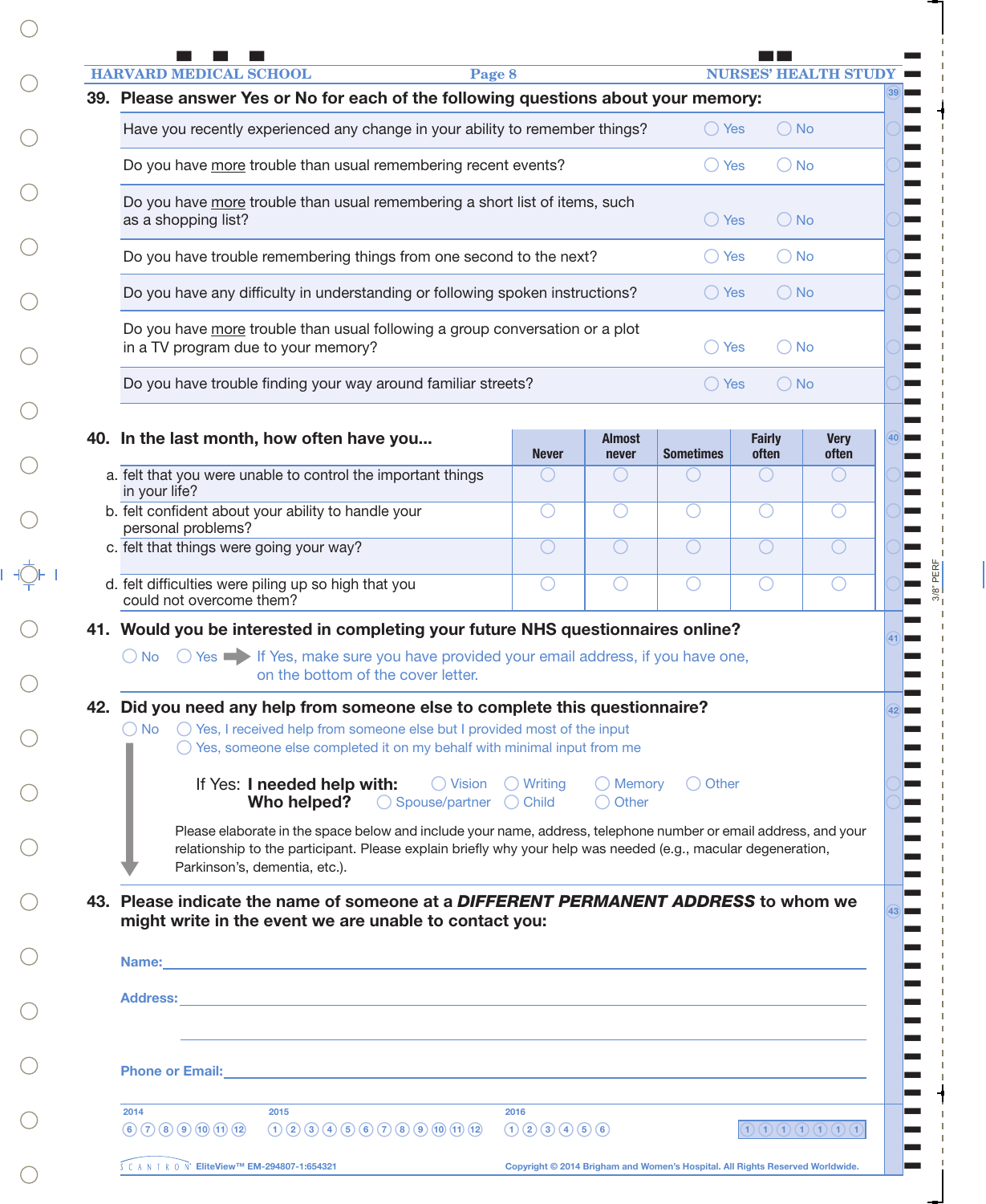**39. Please answer Yes or No for each of the following questions about your memory:**

| | | |
|---|---|---|
| Have you recently experienced any change in your ability to remember things? | ◯ Yes | ◯ No |
| Do you have more trouble than usual remembering recent events? | ◯ Yes | ◯ No |
| Do you have more trouble than usual remembering a short list of items, such as a shopping list? | ◯ Yes | ◯ No |
| Do you have trouble remembering things from one second to the next? | ◯ Yes | ◯ No |
| Do you have any difficulty in understanding or following spoken instructions? | ◯ Yes | ◯ No |
| Do you have more trouble than usual following a group conversation or a plot in a TV program due to your memory? | ◯ Yes | ◯ No |
| Do you have trouble finding your way around familiar streets? | ◯ Yes | ◯ No |

**40. In the last month, how often have you...**

| | Never | Almost never | Sometimes | Fairly often | Very often |
|---|---|---|---|---|---|
| a. felt that you were unable to control the important things in your life? | ◯ | ◯ | ◯ | ◯ | ◯ |
| b. felt confident about your ability to handle your personal problems? | ◯ | ◯ | ◯ | ◯ | ◯ |
| c. felt that things were going your way? | ◯ | ◯ | ◯ | ◯ | ◯ |
| d. felt difficulties were piling up so high that you could not overcome them? | ◯ | ◯ | ◯ | ◯ | ◯ |

**41. Would you be interested in completing your future NHS questionnaires online?**

◯ No ◯ Yes ➡ If Yes, make sure you have provided your email address, if you have one, on the bottom of the cover letter.

**42. Did you need any help from someone else to complete this questionnaire?**

◯ No
◯ Yes, I received help from someone else but I provided most of the input
◯ Yes, someone else completed it on my behalf with minimal input from me

If Yes: **I needed help with:** ◯ Vision ◯ Writing ◯ Memory ◯ Other
**Who helped?** ◯ Spouse/partner ◯ Child ◯ Other

Please elaborate in the space below and include your name, address, telephone number or email address, and your relationship to the participant. Please explain briefly why your help was needed (e.g., macular degeneration, Parkinson's, dementia, etc.).

**43. Please indicate the name of someone at a *DIFFERENT PERMANENT ADDRESS* to whom we might write in the event we are unable to contact you:**

**Name:** ______________________________

**Address:** ______________________________

______________________________

**Phone or Email:** ______________________________

2014: 6 7 8 9 10 11 12
2015: 1 2 3 4 5 6 7 8 9 10 11 12
2016: 1 2 3 4 5 6

SCANTRON EliteView™ EM-294807-1:654321

Copyright © 2014 Brigham and Women's Hospital. All Rights Reserved Worldwide.